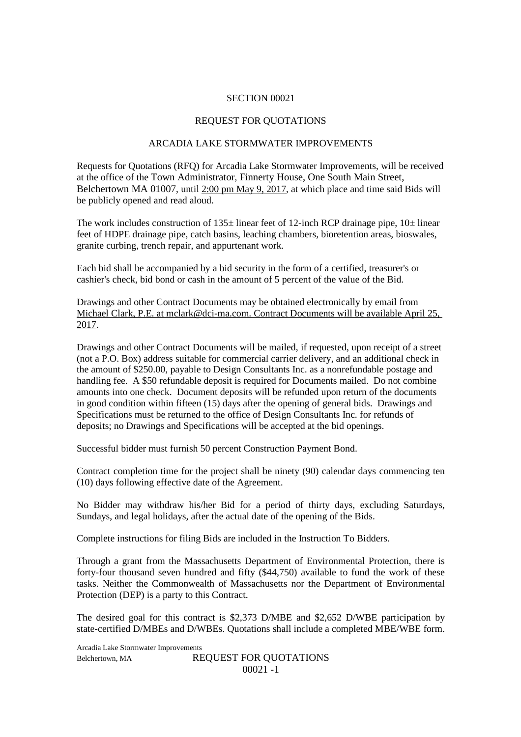SECTION 00021

REQUEST FOR QUOTATIONS

ARCADIA LAKE STORMWATER IMPROVEMENTS

Requests for Quotations (RFQ) for Arcadia Lake Stormwater Improvements, will be received at the office of the Town Administrator, Finnerty House, One South Main Street, Belchertown MA 01007, until 2:00 pm May 9, 2017, at which place and time said Bids will be publicly opened and read aloud.

The work includes construction of 135± linear feet of 12-inch RCP drainage pipe, 10± linear feet of HDPE drainage pipe, catch basins, leaching chambers, bioretention areas, bioswales, granite curbing, trench repair, and appurtenant work.

Each bid shall be accompanied by a bid security in the form of a certified, treasurer's or cashier's check, bid bond or cash in the amount of 5 percent of the value of the Bid.

Drawings and other Contract Documents may be obtained electronically by email from Michael Clark, P.E. at mclark@dci-ma.com. Contract Documents will be available April 25, 2017.

Drawings and other Contract Documents will be mailed, if requested, upon receipt of a street (not a P.O. Box) address suitable for commercial carrier delivery, and an additional check in the amount of $250.00, payable to Design Consultants Inc. as a nonrefundable postage and handling fee. A $50 refundable deposit is required for Documents mailed. Do not combine amounts into one check. Document deposits will be refunded upon return of the documents in good condition within fifteen (15) days after the opening of general bids. Drawings and Specifications must be returned to the office of Design Consultants Inc. for refunds of deposits; no Drawings and Specifications will be accepted at the bid openings.

Successful bidder must furnish 50 percent Construction Payment Bond.

Contract completion time for the project shall be ninety (90) calendar days commencing ten (10) days following effective date of the Agreement.

No Bidder may withdraw his/her Bid for a period of thirty days, excluding Saturdays, Sundays, and legal holidays, after the actual date of the opening of the Bids.

Complete instructions for filing Bids are included in the Instruction To Bidders.

Through a grant from the Massachusetts Department of Environmental Protection, there is forty-four thousand seven hundred and fifty ($44,750) available to fund the work of these tasks. Neither the Commonwealth of Massachusetts nor the Department of Environmental Protection (DEP) is a party to this Contract.

The desired goal for this contract is $2,373 D/MBE and $2,652 D/WBE participation by state-certified D/MBEs and D/WBEs. Quotations shall include a completed MBE/WBE form.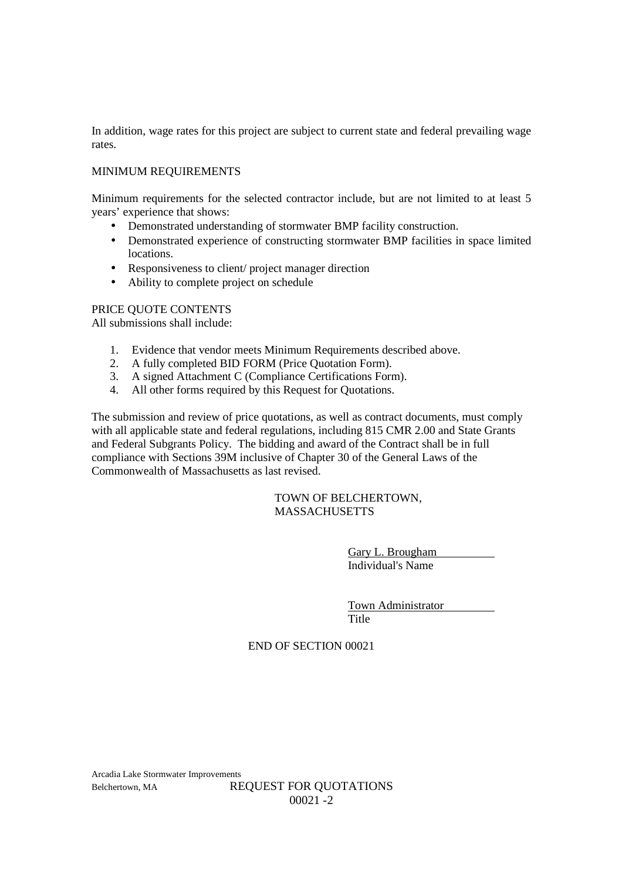In addition, wage rates for this project are subject to current state and federal prevailing wage rates.

MINIMUM REQUIREMENTS

Minimum requirements for the selected contractor include, but are not limited to at least 5 years' experience that shows:

- Demonstrated understanding of stormwater BMP facility construction.
- Demonstrated experience of constructing stormwater BMP facilities in space limited locations.
- Responsiveness to client/ project manager direction
- Ability to complete project on schedule

PRICE QUOTE CONTENTS
All submissions shall include:

1. Evidence that vendor meets Minimum Requirements described above.
2. A fully completed BID FORM (Price Quotation Form).
3. A signed Attachment C (Compliance Certifications Form).
4. All other forms required by this Request for Quotations.

The submission and review of price quotations, as well as contract documents, must comply with all applicable state and federal regulations, including 815 CMR 2.00 and State Grants and Federal Subgrants Policy. The bidding and award of the Contract shall be in full compliance with Sections 39M inclusive of Chapter 30 of the General Laws of the Commonwealth of Massachusetts as last revised.

TOWN OF BELCHERTOWN,
MASSACHUSETTS

Gary L. Brougham
Individual's Name

Town Administrator
Title

END OF SECTION 00021